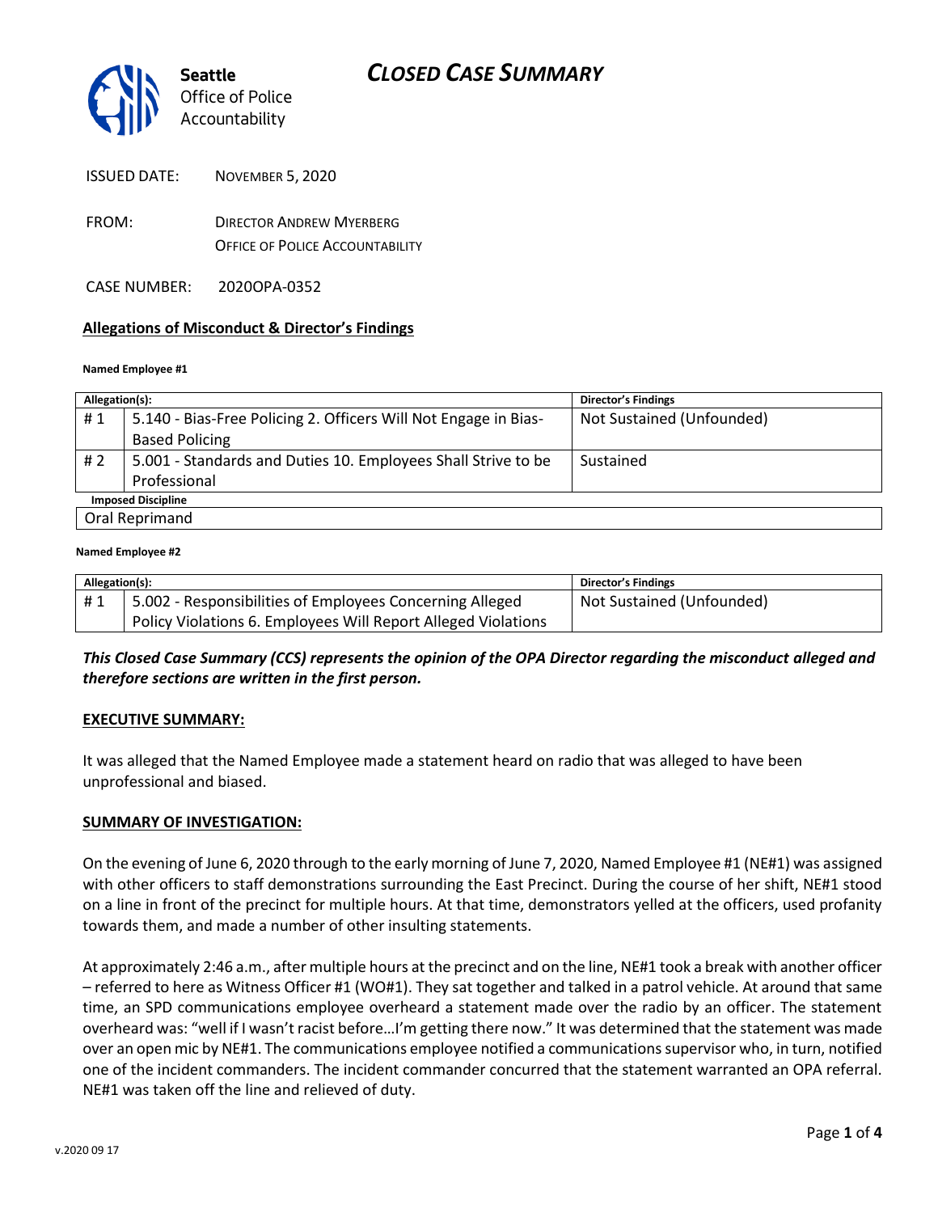Seattle Office of Police Accountability

# CLOSED CASE SUMMARY

ISSUED DATE: NOVEMBER 5, 2020

FROM: DIRECTOR ANDREW MYERBERG
OFFICE OF POLICE ACCOUNTABILITY

CASE NUMBER: 2020OPA-0352

## Allegations of Misconduct & Director's Findings

**Named Employee #1**

| Allegation(s): | | Director's Findings |
|---|---|---|
| # 1 | 5.140 - Bias-Free Policing 2. Officers Will Not Engage in Bias-Based Policing | Not Sustained (Unfounded) |
| # 2 | 5.001 - Standards and Duties 10. Employees Shall Strive to be Professional | Sustained |
| **Imposed Discipline** | | |
| Oral Reprimand | | |

**Named Employee #2**

| Allegation(s): | | Director's Findings |
|---|---|---|
| # 1 | 5.002 - Responsibilities of Employees Concerning Alleged Policy Violations 6. Employees Will Report Alleged Violations | Not Sustained (Unfounded) |

***This Closed Case Summary (CCS) represents the opinion of the OPA Director regarding the misconduct alleged and therefore sections are written in the first person.***

**EXECUTIVE SUMMARY:**

It was alleged that the Named Employee made a statement heard on radio that was alleged to have been unprofessional and biased.

**SUMMARY OF INVESTIGATION:**

On the evening of June 6, 2020 through to the early morning of June 7, 2020, Named Employee #1 (NE#1) was assigned with other officers to staff demonstrations surrounding the East Precinct. During the course of her shift, NE#1 stood on a line in front of the precinct for multiple hours. At that time, demonstrators yelled at the officers, used profanity towards them, and made a number of other insulting statements.

At approximately 2:46 a.m., after multiple hours at the precinct and on the line, NE#1 took a break with another officer – referred to here as Witness Officer #1 (WO#1). They sat together and talked in a patrol vehicle. At around that same time, an SPD communications employee overheard a statement made over the radio by an officer. The statement overheard was: "well if I wasn't racist before…I'm getting there now." It was determined that the statement was made over an open mic by NE#1. The communications employee notified a communications supervisor who, in turn, notified one of the incident commanders. The incident commander concurred that the statement warranted an OPA referral. NE#1 was taken off the line and relieved of duty.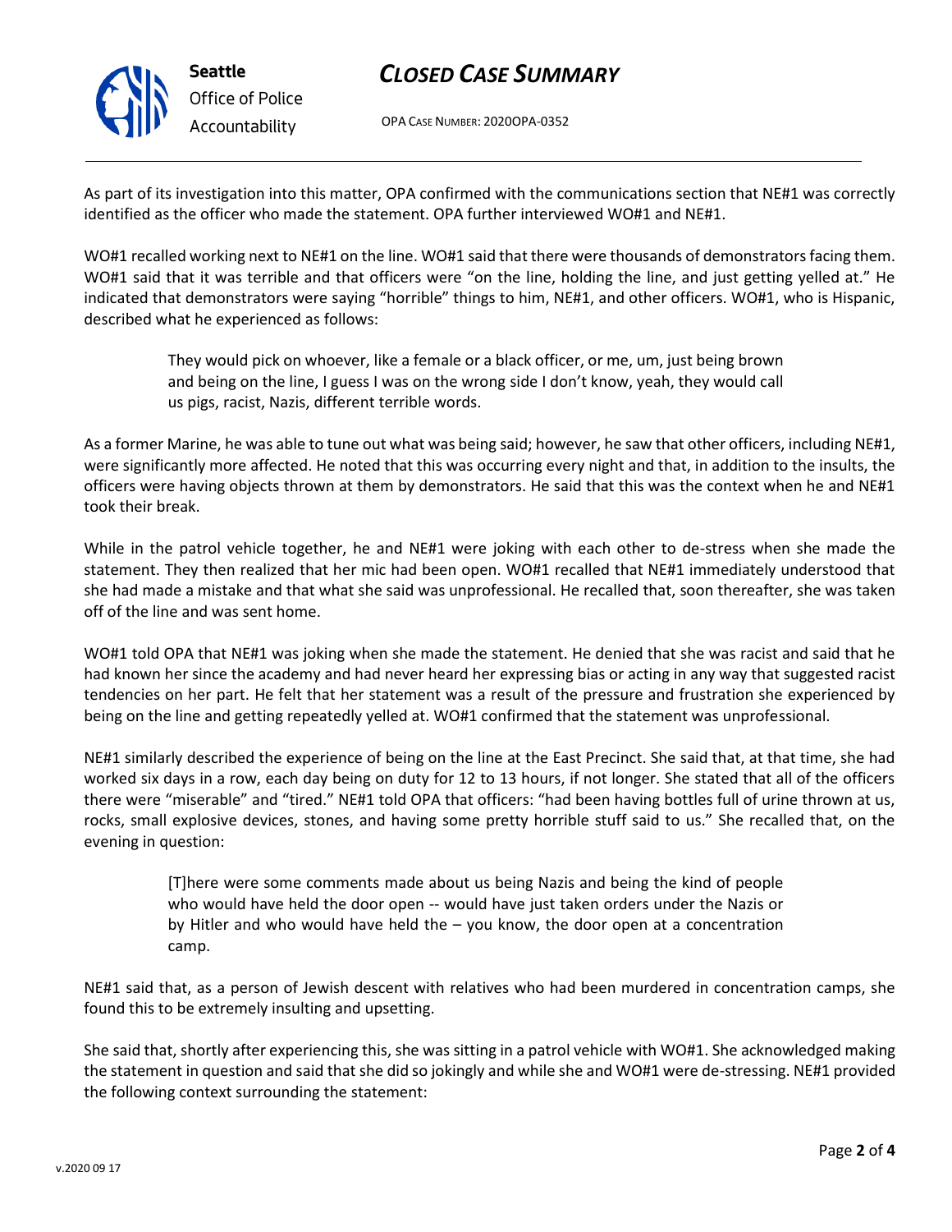As part of its investigation into this matter, OPA confirmed with the communications section that NE#1 was correctly identified as the officer who made the statement. OPA further interviewed WO#1 and NE#1.

WO#1 recalled working next to NE#1 on the line. WO#1 said that there were thousands of demonstrators facing them. WO#1 said that it was terrible and that officers were "on the line, holding the line, and just getting yelled at." He indicated that demonstrators were saying "horrible" things to him, NE#1, and other officers. WO#1, who is Hispanic, described what he experienced as follows:

> They would pick on whoever, like a female or a black officer, or me, um, just being brown and being on the line, I guess I was on the wrong side I don't know, yeah, they would call us pigs, racist, Nazis, different terrible words.

As a former Marine, he was able to tune out what was being said; however, he saw that other officers, including NE#1, were significantly more affected. He noted that this was occurring every night and that, in addition to the insults, the officers were having objects thrown at them by demonstrators. He said that this was the context when he and NE#1 took their break.

While in the patrol vehicle together, he and NE#1 were joking with each other to de-stress when she made the statement. They then realized that her mic had been open. WO#1 recalled that NE#1 immediately understood that she had made a mistake and that what she said was unprofessional. He recalled that, soon thereafter, she was taken off of the line and was sent home.

WO#1 told OPA that NE#1 was joking when she made the statement. He denied that she was racist and said that he had known her since the academy and had never heard her expressing bias or acting in any way that suggested racist tendencies on her part. He felt that her statement was a result of the pressure and frustration she experienced by being on the line and getting repeatedly yelled at. WO#1 confirmed that the statement was unprofessional.

NE#1 similarly described the experience of being on the line at the East Precinct. She said that, at that time, she had worked six days in a row, each day being on duty for 12 to 13 hours, if not longer. She stated that all of the officers there were "miserable" and "tired." NE#1 told OPA that officers: "had been having bottles full of urine thrown at us, rocks, small explosive devices, stones, and having some pretty horrible stuff said to us." She recalled that, on the evening in question:

> [T]here were some comments made about us being Nazis and being the kind of people who would have held the door open -- would have just taken orders under the Nazis or by Hitler and who would have held the – you know, the door open at a concentration camp.

NE#1 said that, as a person of Jewish descent with relatives who had been murdered in concentration camps, she found this to be extremely insulting and upsetting.

She said that, shortly after experiencing this, she was sitting in a patrol vehicle with WO#1. She acknowledged making the statement in question and said that she did so jokingly and while she and WO#1 were de-stressing. NE#1 provided the following context surrounding the statement: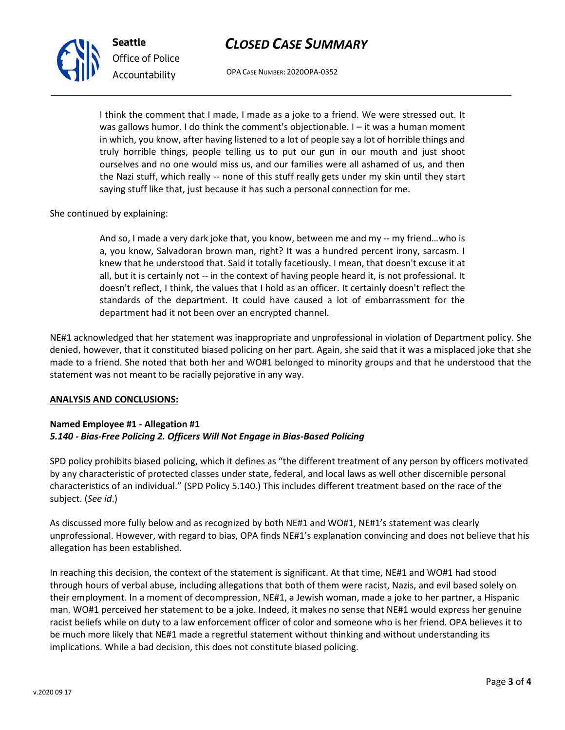> I think the comment that I made, I made as a joke to a friend. We were stressed out. It was gallows humor. I do think the comment's objectionable. I – it was a human moment in which, you know, after having listened to a lot of people say a lot of horrible things and truly horrible things, people telling us to put our gun in our mouth and just shoot ourselves and no one would miss us, and our families were all ashamed of us, and then the Nazi stuff, which really -- none of this stuff really gets under my skin until they start saying stuff like that, just because it has such a personal connection for me.

She continued by explaining:

> And so, I made a very dark joke that, you know, between me and my -- my friend…who is a, you know, Salvadoran brown man, right? It was a hundred percent irony, sarcasm. I knew that he understood that. Said it totally facetiously. I mean, that doesn't excuse it at all, but it is certainly not -- in the context of having people heard it, is not professional. It doesn't reflect, I think, the values that I hold as an officer. It certainly doesn't reflect the standards of the department. It could have caused a lot of embarrassment for the department had it not been over an encrypted channel.

NE#1 acknowledged that her statement was inappropriate and unprofessional in violation of Department policy. She denied, however, that it constituted biased policing on her part. Again, she said that it was a misplaced joke that she made to a friend. She noted that both her and WO#1 belonged to minority groups and that he understood that the statement was not meant to be racially pejorative in any way.

**ANALYSIS AND CONCLUSIONS:**

**Named Employee #1 - Allegation #1**
***5.140 - Bias-Free Policing 2. Officers Will Not Engage in Bias-Based Policing***

SPD policy prohibits biased policing, which it defines as "the different treatment of any person by officers motivated by any characteristic of protected classes under state, federal, and local laws as well other discernible personal characteristics of an individual." (SPD Policy 5.140.) This includes different treatment based on the race of the subject. (*See id*.)

As discussed more fully below and as recognized by both NE#1 and WO#1, NE#1's statement was clearly unprofessional. However, with regard to bias, OPA finds NE#1's explanation convincing and does not believe that his allegation has been established.

In reaching this decision, the context of the statement is significant. At that time, NE#1 and WO#1 had stood through hours of verbal abuse, including allegations that both of them were racist, Nazis, and evil based solely on their employment. In a moment of decompression, NE#1, a Jewish woman, made a joke to her partner, a Hispanic man. WO#1 perceived her statement to be a joke. Indeed, it makes no sense that NE#1 would express her genuine racist beliefs while on duty to a law enforcement officer of color and someone who is her friend. OPA believes it to be much more likely that NE#1 made a regretful statement without thinking and without understanding its implications. While a bad decision, this does not constitute biased policing.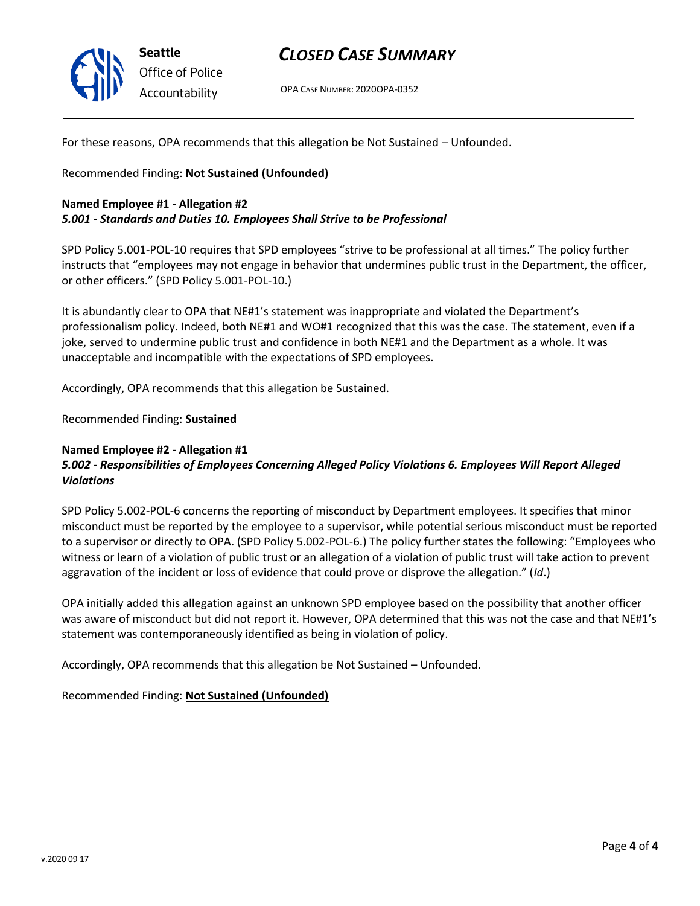For these reasons, OPA recommends that this allegation be Not Sustained – Unfounded.

Recommended Finding: **Not Sustained (Unfounded)**

**Named Employee #1 - Allegation #2**
***5.001 - Standards and Duties 10. Employees Shall Strive to be Professional***

SPD Policy 5.001-POL-10 requires that SPD employees "strive to be professional at all times." The policy further instructs that "employees may not engage in behavior that undermines public trust in the Department, the officer, or other officers." (SPD Policy 5.001-POL-10.)

It is abundantly clear to OPA that NE#1's statement was inappropriate and violated the Department's professionalism policy. Indeed, both NE#1 and WO#1 recognized that this was the case. The statement, even if a joke, served to undermine public trust and confidence in both NE#1 and the Department as a whole. It was unacceptable and incompatible with the expectations of SPD employees.

Accordingly, OPA recommends that this allegation be Sustained.

Recommended Finding: **Sustained**

**Named Employee #2 - Allegation #1**
***5.002 - Responsibilities of Employees Concerning Alleged Policy Violations 6. Employees Will Report Alleged Violations***

SPD Policy 5.002-POL-6 concerns the reporting of misconduct by Department employees. It specifies that minor misconduct must be reported by the employee to a supervisor, while potential serious misconduct must be reported to a supervisor or directly to OPA. (SPD Policy 5.002-POL-6.) The policy further states the following: "Employees who witness or learn of a violation of public trust or an allegation of a violation of public trust will take action to prevent aggravation of the incident or loss of evidence that could prove or disprove the allegation." (*Id*.)

OPA initially added this allegation against an unknown SPD employee based on the possibility that another officer was aware of misconduct but did not report it. However, OPA determined that this was not the case and that NE#1's statement was contemporaneously identified as being in violation of policy.

Accordingly, OPA recommends that this allegation be Not Sustained – Unfounded.

Recommended Finding: **Not Sustained (Unfounded)**